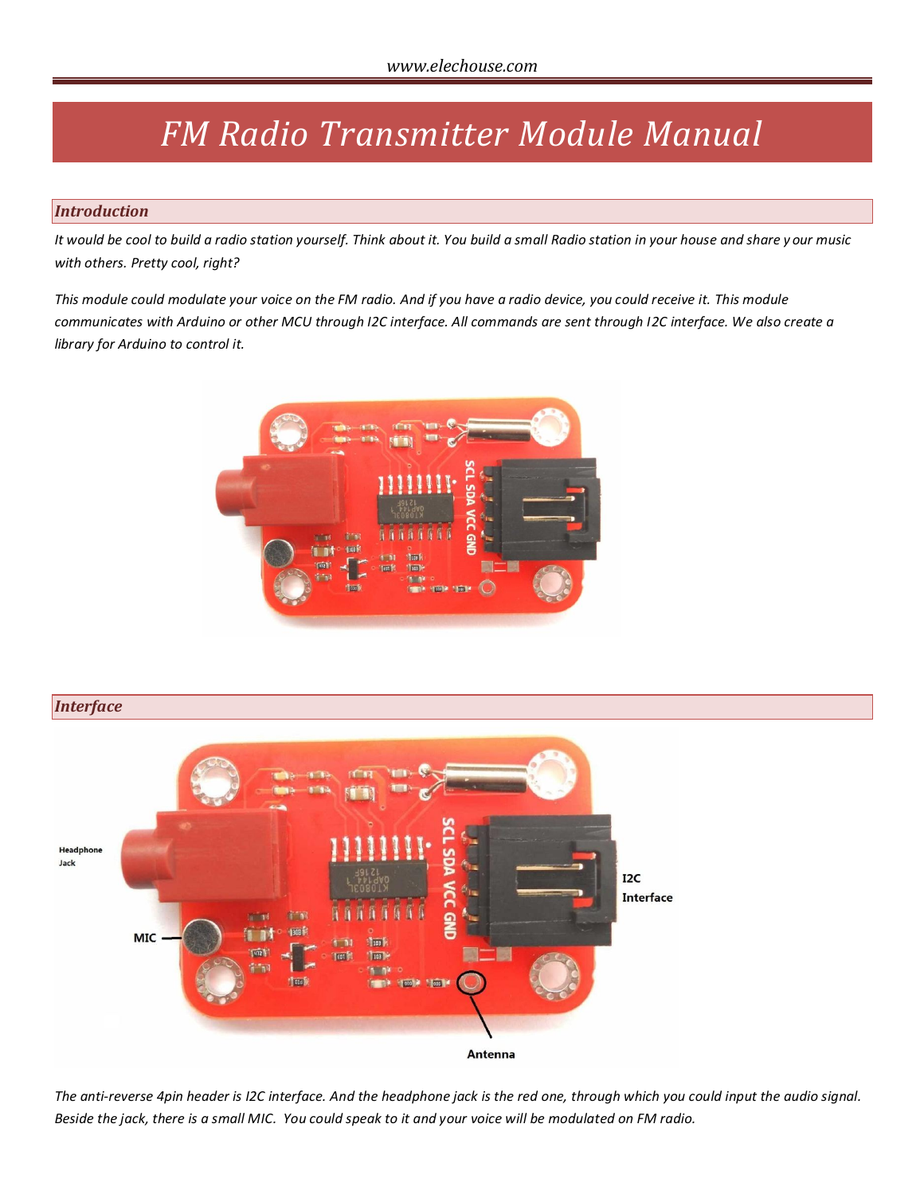# FM Radio Transmitter Module Manual

## Introduction

*It would be cool to build a radio station yourself. Think about it. You build a small Radio station in your house and share y our music with others. Pretty cool, right?*

*This module could modulate your voice on the FM radio. And if you have a radio device, you could receive it. This module communicates with Arduino or other MCU through I2C interface. All commands are sent through I2C interface. We also create a library for Arduino to control it.*

## Interface

*The anti-reverse 4pin header is I2C interface. And the headphone jack is the red one, through which you could input the audio signal. Beside the jack, there is a small MIC. You could speak to it and your voice will be modulated on FM radio.*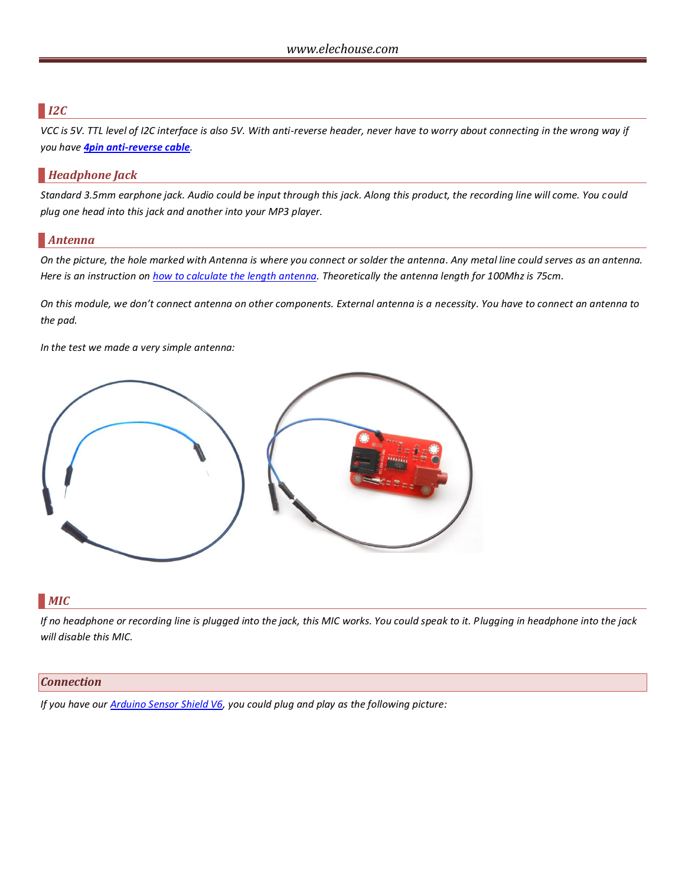## *I2C*

*VCC is 5V. TTL level of I2C interface is also 5V. With anti-reverse header, never have to worry about connecting in the wrong way if you have **4pin anti-reverse cable**.*

## *Headphone Jack*

*Standard 3.5mm earphone jack. Audio could be input through this jack. Along this product, the recording line will come. You could plug one head into this jack and another into your MP3 player.*

## *Antenna*

*On the picture, the hole marked with Antenna is where you connect or solder the antenna. Any metal line could serves as an antenna. Here is an instruction on how to calculate the length antenna. Theoretically the antenna length for 100Mhz is 75cm.*

*On this module, we don't connect antenna on other components. External antenna is a necessity. You have to connect an antenna to the pad.*

*In the test we made a very simple antenna:*

## *MIC*

*If no headphone or recording line is plugged into the jack, this MIC works. You could speak to it. Plugging in headphone into the jack will disable this MIC.*

# *Connection*

*If you have our Arduino Sensor Shield V6, you could plug and play as the following picture:*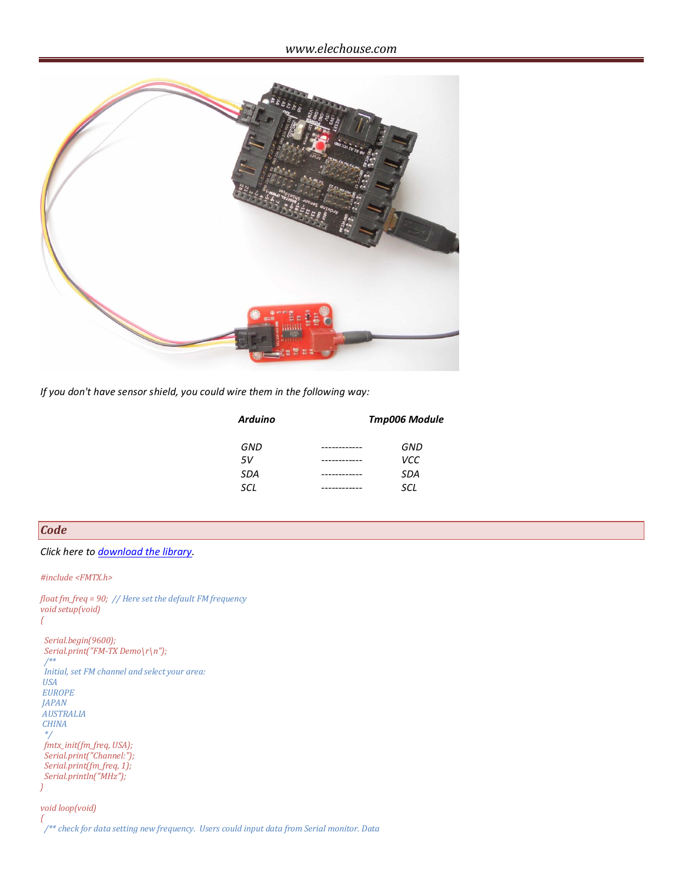*If you don't have sensor shield, you could wire them in the following way:*

| *Arduino* | | *Tmp006 Module* |
|---|---|---|
| *GND* | ------------ | *GND* |
| *5V* | ------------ | *VCC* |
| *SDA* | ------------ | *SDA* |
| *SCL* | ------------ | *SCL* |

## Code

*Click here to [download the library](download the library).*

```
#include <FMTX.h>

float fm_freq = 90;  // Here set the default FM frequency
void setup(void)
{

  Serial.begin(9600);
  Serial.print("FM-TX Demo\r\n");
  /**
  Initial, set FM channel and select your area:
 USA
 EUROPE
 JAPAN
 AUSTRALIA
 CHINA
  */
  fmtx_init(fm_freq, USA);
  Serial.print("Channel:");
  Serial.print(fm_freq, 1);
  Serial.println("MHz");
}

void loop(void)
{
  /** check for data setting new frequency.  Users could input data from Serial monitor. Data
```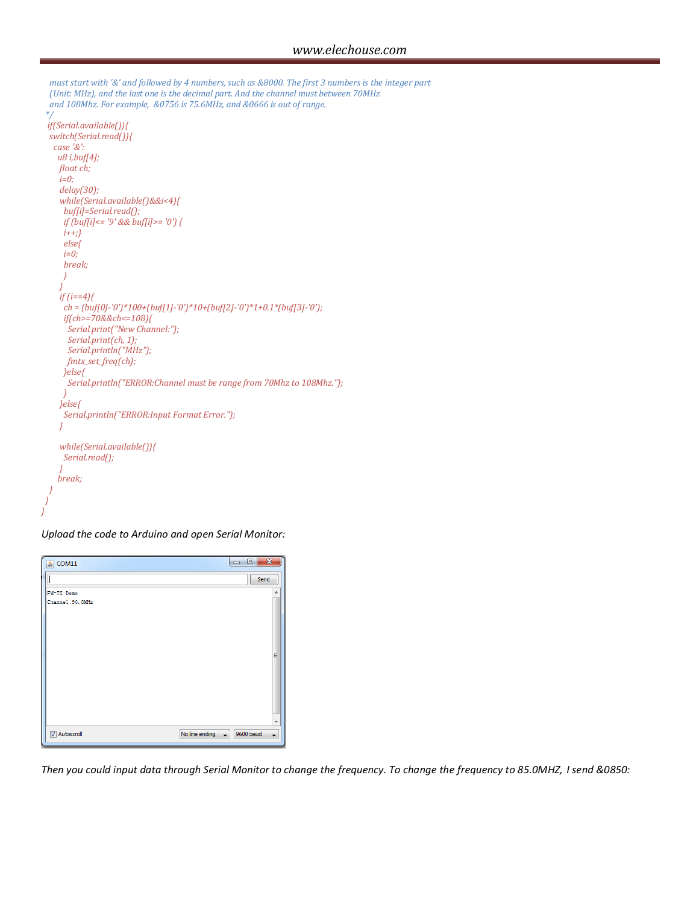```
    must start with '&' and followed by 4 numbers, such as &8000. The first 3 numbers is the integer part
    (Unit: MHz), and the last one is the decimal part. And the channel must between 70MHz
    and 108Mhz. For example,  &0756 is 75.6MHz, and &0666 is out of range.
  */
  if(Serial.available()){
    switch(Serial.read()){
      case '&':
        u8 i,buf[4];
        float ch;
        i=0;
        delay(30);
        while(Serial.available()&&i<4){
          buf[i]=Serial.read();
          if (buf[i]<= '9' && buf[i]>= '0') {
          i++;}
          else{
          i=0;
          break;
          }
        }
        if (i==4){
          ch = (buf[0]-'0')*100+(buf[1]-'0')*10+(buf[2]-'0')*1+0.1*(buf[3]-'0');
          if(ch>=70&&ch<=108){
            Serial.print("New Channel:");
            Serial.print(ch, 1);
            Serial.println("MHz");
            fmtx_set_freq(ch);
          }else{
            Serial.println("ERROR:Channel must be range from 70Mhz to 108Mhz.");
          }
        }else{
          Serial.println("ERROR:Input Format Error.");
        }

        while(Serial.available()){
          Serial.read();
        }
        break;
    }
  }
}
```

*Upload the code to Arduino and open Serial Monitor:*

*Then you could input data through Serial Monitor to change the frequency. To change the frequency to 85.0MHZ, I send &0850:*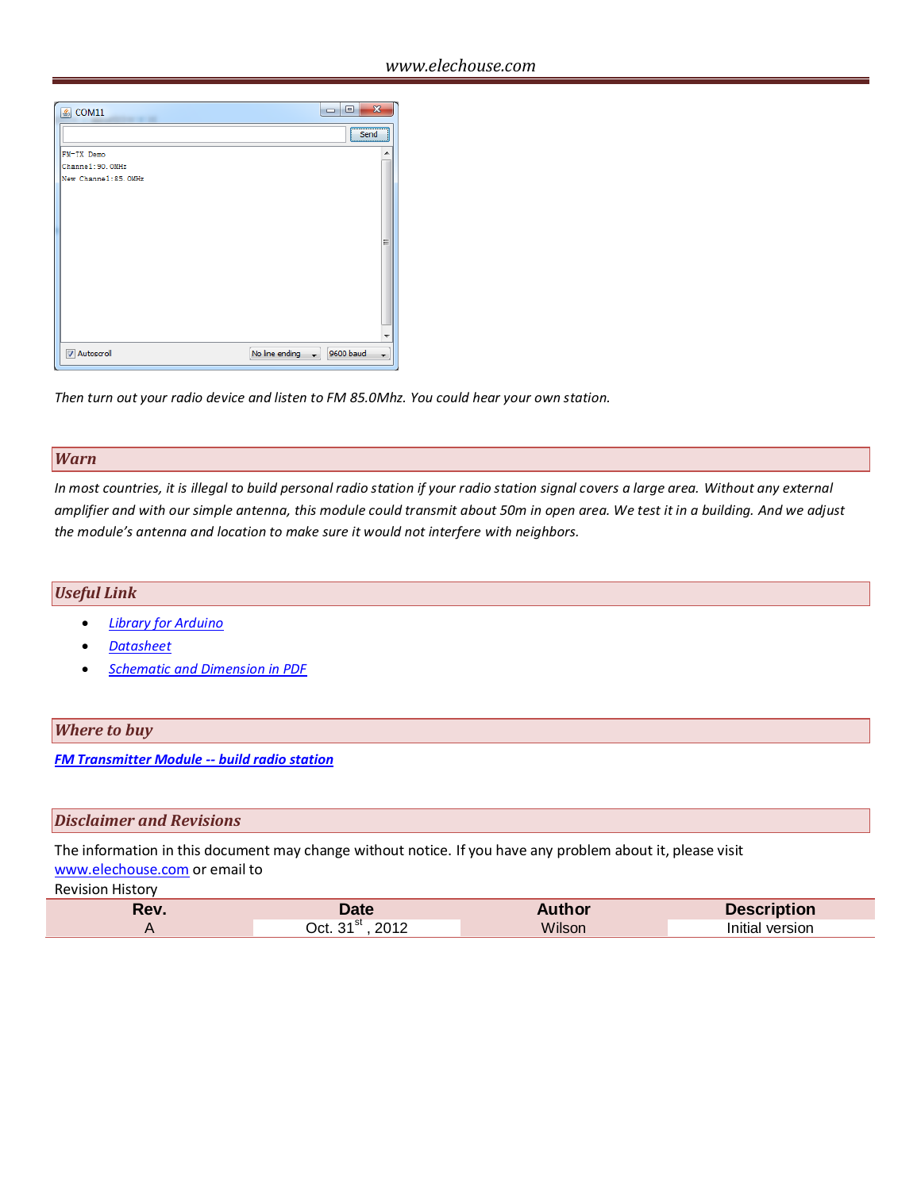*Then turn out your radio device and listen to FM 85.0Mhz. You could hear your own station.*

## Warn

*In most countries, it is illegal to build personal radio station if your radio station signal covers a large area. Without any external amplifier and with our simple antenna, this module could transmit about 50m in open area. We test it in a building. And we adjust the module's antenna and location to make sure it would not interfere with neighbors.*

## Useful Link

- *Library for Arduino*
- *Datasheet*
- *Schematic and Dimension in PDF*

## Where to buy

***FM Transmitter Module -- build radio station***

## Disclaimer and Revisions

The information in this document may change without notice. If you have any problem about it, please visit www.elechouse.com or email to

Revision History

| Rev. | Date | Author | Description |
|---|---|---|---|
| A | Oct. 31st, 2012 | Wilson | Initial version |